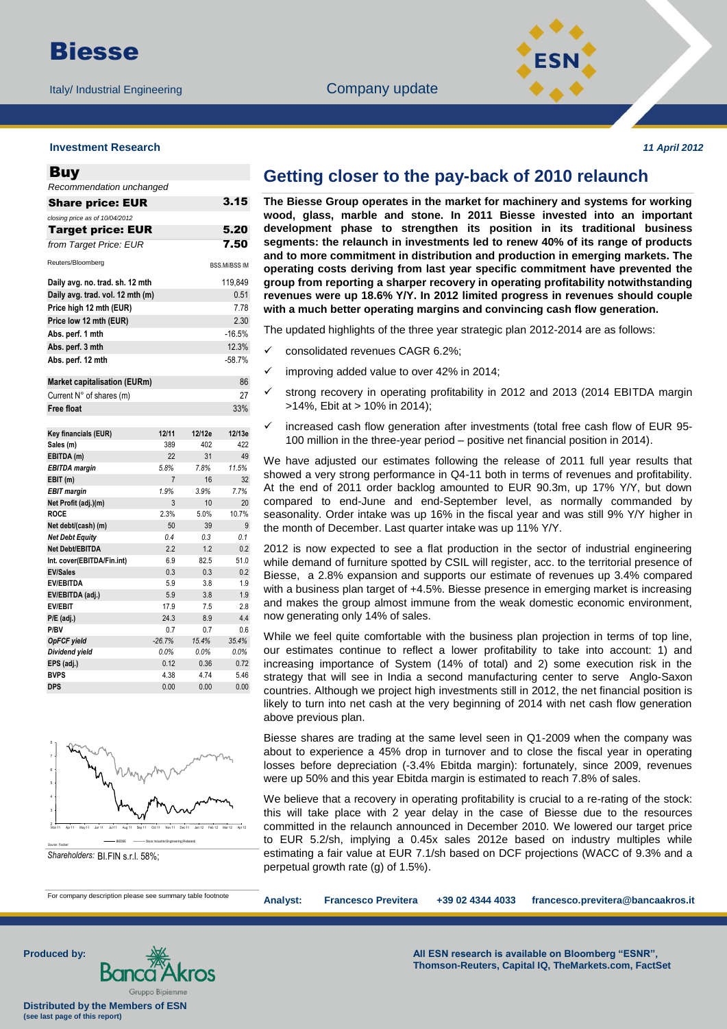# Biesse

Italy/ Industrial Engineering

Company update

**Investment Research**

*11 April 2012*

## Buy

*Recommendation unchanged*

| | |
|---|---|
| **Share price: EUR** | **3.15** |
| *closing price as of 10/04/2012* | |
| **Target price: EUR** | **5.20** |
| *from Target Price: EUR* | **7.50** |
| Reuters/Bloomberg | BSS.MI/BSS IM |

| | |
|---|---|
| **Daily avg. no. trad. sh. 12 mth** | 119,849 |
| **Daily avg. trad. vol. 12 mth (m)** | 0.51 |
| **Price high 12 mth (EUR)** | 7.78 |
| **Price low 12 mth (EUR)** | 2.30 |
| **Abs. perf. 1 mth** | -16.5% |
| **Abs. perf. 3 mth** | 12.3% |
| **Abs. perf. 12 mth** | -58.7% |

| | |
|---|---|
| **Market capitalisation (EURm)** | 86 |
| Current N° of shares (m) | 27 |
| **Free float** | 33% |

| Key financials (EUR) | 12/11 | 12/12e | 12/13e |
|---|---|---|---|
| Sales (m) | 389 | 402 | 422 |
| EBITDA (m) | 22 | 31 | 49 |
| *EBITDA margin* | 5.8% | 7.8% | 11.5% |
| EBIT (m) | 7 | 16 | 32 |
| *EBIT margin* | 1.9% | 3.9% | 7.7% |
| Net Profit (adj.)(m) | 3 | 10 | 20 |
| ROCE | 2.3% | 5.0% | 10.7% |
| Net debt/(cash) (m) | 50 | 39 | 9 |
| *Net Debt Equity* | 0.4 | 0.3 | 0.1 |
| Net Debt/EBITDA | 2.2 | 1.2 | 0.2 |
| Int. cover(EBITDA/Fin.int) | 6.9 | 82.5 | 51.0 |
| EV/Sales | 0.3 | 0.3 | 0.2 |
| EV/EBITDA | 5.9 | 3.8 | 1.9 |
| EV/EBITDA (adj.) | 5.9 | 3.8 | 1.9 |
| EV/EBIT | 17.9 | 7.5 | 2.8 |
| P/E (adj.) | 24.3 | 8.9 | 4.4 |
| P/BV | 0.7 | 0.7 | 0.6 |
| *OpFCF yield* | -26.7% | 15.4% | 35.4% |
| *Dividend yield* | 0.0% | 0.0% | 0.0% |
| EPS (adj.) | 0.12 | 0.36 | 0.72 |
| BVPS | 4.38 | 4.74 | 5.46 |
| DPS | 0.00 | 0.00 | 0.00 |

Source: Factset — BIESSE — Stoxx Industrial Engineering (Rebased)

*Shareholders:* BI.FIN s.r.l. 58%;

For company description please see summary table footnote

## Getting closer to the pay-back of 2010 relaunch

**The Biesse Group operates in the market for machinery and systems for working wood, glass, marble and stone. In 2011 Biesse invested into an important development phase to strengthen its position in its traditional business segments: the relaunch in investments led to renew 40% of its range of products and to more commitment in distribution and production in emerging markets. The operating costs deriving from last year specific commitment have prevented the group from reporting a sharper recovery in operating profitability notwithstanding revenues were up 18.6% Y/Y. In 2012 limited progress in revenues should couple with a much better operating margins and convincing cash flow generation.**

The updated highlights of the three year strategic plan 2012-2014 are as follows:

- consolidated revenues CAGR 6.2%;
- improving added value to over 42% in 2014;
- strong recovery in operating profitability in 2012 and 2013 (2014 EBITDA margin >14%, Ebit at > 10% in 2014);
- increased cash flow generation after investments (total free cash flow of EUR 95-100 million in the three-year period – positive net financial position in 2014).

We have adjusted our estimates following the release of 2011 full year results that showed a very strong performance in Q4-11 both in terms of revenues and profitability. At the end of 2011 order backlog amounted to EUR 90.3m, up 17% Y/Y, but down compared to end-June and end-September level, as normally commanded by seasonality. Order intake was up 16% in the fiscal year and was still 9% Y/Y higher in the month of December. Last quarter intake was up 11% Y/Y.

2012 is now expected to see a flat production in the sector of industrial engineering while demand of furniture spotted by CSIL will register, acc. to the territorial presence of Biesse, a 2.8% expansion and supports our estimate of revenues up 3.4% compared with a business plan target of +4.5%. Biesse presence in emerging market is increasing and makes the group almost immune from the weak domestic economic environment, now generating only 14% of sales.

While we feel quite comfortable with the business plan projection in terms of top line, our estimates continue to reflect a lower profitability to take into account: 1) and increasing importance of System (14% of total) and 2) some execution risk in the strategy that will see in India a second manufacturing center to serve Anglo-Saxon countries. Although we project high investments still in 2012, the net financial position is likely to turn into net cash at the very beginning of 2014 with net cash flow generation above previous plan.

Biesse shares are trading at the same level seen in Q1-2009 when the company was about to experience a 45% drop in turnover and to close the fiscal year in operating losses before depreciation (-3.4% Ebitda margin): fortunately, since 2009, revenues were up 50% and this year Ebitda margin is estimated to reach 7.8% of sales.

We believe that a recovery in operating profitability is crucial to a re-rating of the stock: this will take place with 2 year delay in the case of Biesse due to the resources committed in the relaunch announced in December 2010. We lowered our target price to EUR 5.2/sh, implying a 0.45x sales 2012e based on industry multiples while estimating a fair value at EUR 7.1/sh based on DCF projections (WACC of 9.3% and a perpetual growth rate (g) of 1.5%).

**Analyst:** **Francesco Previtera** **+39 02 4344 4033** **francesco.previtera@bancaakros.it**

**Produced by:** Banca Akros – Gruppo Bipiemme

**Distributed by the Members of ESN (see last page of this report)**

**All ESN research is available on Bloomberg "ESNR", Thomson-Reuters, Capital IQ, TheMarkets.com, FactSet**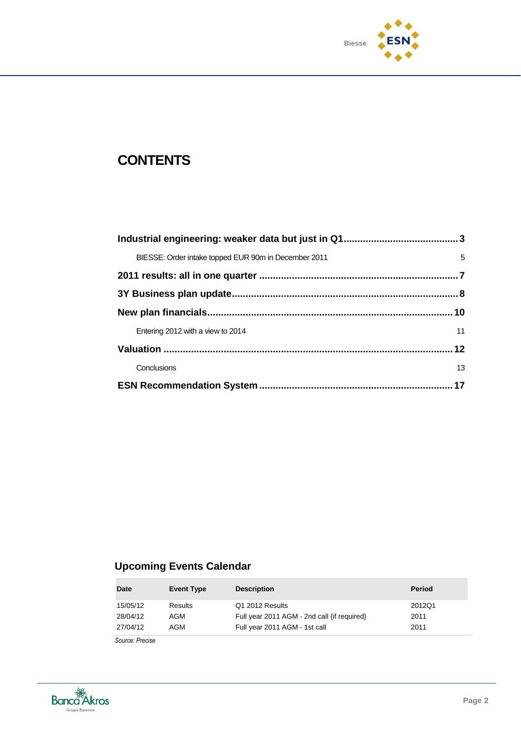# CONTENTS

**Industrial engineering: weaker data but just in Q1** ........................................ **3**

BIESSE: Order intake topped EUR 90m in December 2011 ........................................ 5

**2011 results: all in one quarter** ........................................ **7**

**3Y Business plan update** ........................................ **8**

**New plan financials** ........................................ **10**

Entering 2012 with a view to 2014 ........................................ 11

**Valuation** ........................................ **12**

Conclusions ........................................ 13

**ESN Recommendation System** ........................................ **17**

## Upcoming Events Calendar

| Date | Event Type | Description | Period |
|---|---|---|---|
| 15/05/12 | Results | Q1 2012 Results | 2012Q1 |
| 28/04/12 | AGM | Full year 2011 AGM - 2nd call {if required} | 2011 |
| 27/04/12 | AGM | Full year 2011 AGM - 1st call | 2011 |

*Source: Precise*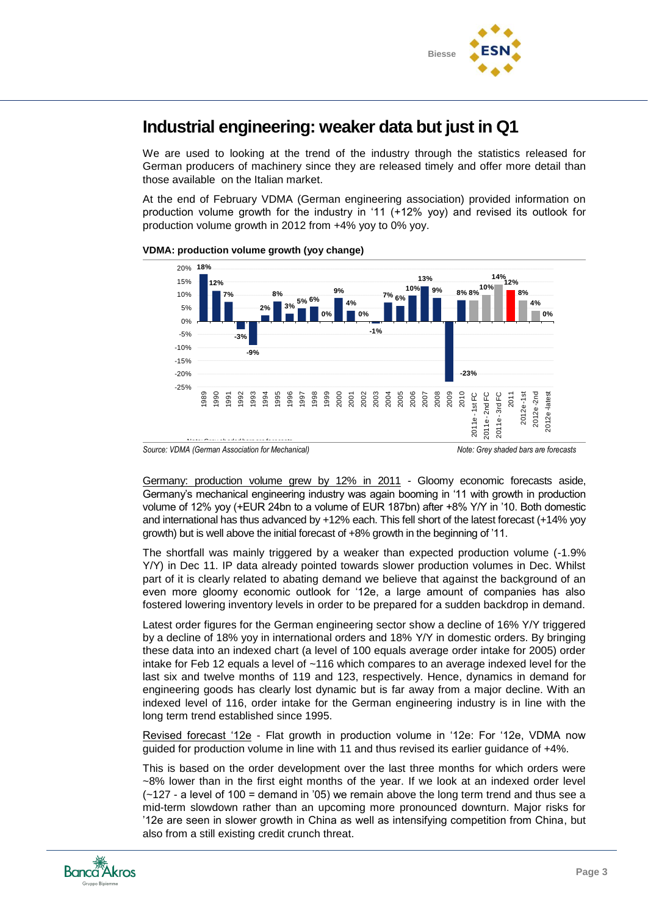## Industrial engineering: weaker data but just in Q1

We are used to looking at the trend of the industry through the statistics released for German producers of machinery since they are released timely and offer more detail than those available on the Italian market.

At the end of February VDMA (German engineering association) provided information on production volume growth for the industry in '11 (+12% yoy) and revised its outlook for production volume growth in 2012 from +4% yoy to 0% yoy.

**VDMA: production volume growth (yoy change)**

*Source: VDMA (German Association for Mechanical)* *Note: Grey shaded bars are forecasts*

Germany: production volume grew by 12% in 2011 - Gloomy economic forecasts aside, Germany's mechanical engineering industry was again booming in '11 with growth in production volume of 12% yoy (+EUR 24bn to a volume of EUR 187bn) after +8% Y/Y in '10. Both domestic and international has thus advanced by +12% each. This fell short of the latest forecast (+14% yoy growth) but is well above the initial forecast of +8% growth in the beginning of '11.

The shortfall was mainly triggered by a weaker than expected production volume (-1.9% Y/Y) in Dec 11. IP data already pointed towards slower production volumes in Dec. Whilst part of it is clearly related to abating demand we believe that against the background of an even more gloomy economic outlook for '12e, a large amount of companies has also fostered lowering inventory levels in order to be prepared for a sudden backdrop in demand.

Latest order figures for the German engineering sector show a decline of 16% Y/Y triggered by a decline of 18% yoy in international orders and 18% Y/Y in domestic orders. By bringing these data into an indexed chart (a level of 100 equals average order intake for 2005) order intake for Feb 12 equals a level of ~116 which compares to an average indexed level for the last six and twelve months of 119 and 123, respectively. Hence, dynamics in demand for engineering goods has clearly lost dynamic but is far away from a major decline. With an indexed level of 116, order intake for the German engineering industry is in line with the long term trend established since 1995.

Revised forecast '12e - Flat growth in production volume in '12e: For '12e, VDMA now guided for production volume in line with 11 and thus revised its earlier guidance of +4%.

This is based on the order development over the last three months for which orders were ~8% lower than in the first eight months of the year. If we look at an indexed order level (~127 - a level of 100 = demand in '05) we remain above the long term trend and thus see a mid-term slowdown rather than an upcoming more pronounced downturn. Major risks for '12e are seen in slower growth in China as well as intensifying competition from China, but also from a still existing credit crunch threat.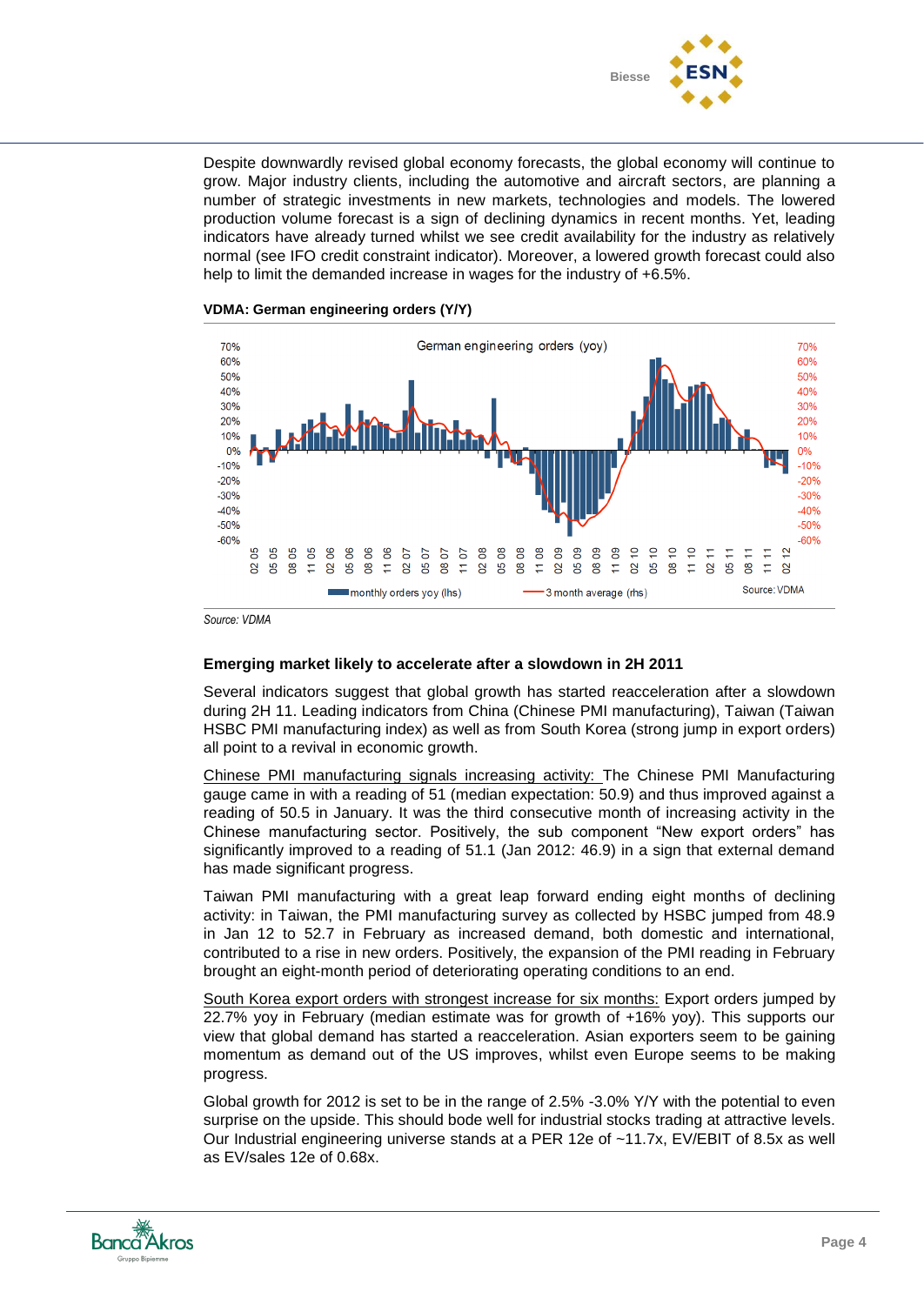Despite downwardly revised global economy forecasts, the global economy will continue to grow. Major industry clients, including the automotive and aircraft sectors, are planning a number of strategic investments in new markets, technologies and models. The lowered production volume forecast is a sign of declining dynamics in recent months. Yet, leading indicators have already turned whilst we see credit availability for the industry as relatively normal (see IFO credit constraint indicator). Moreover, a lowered growth forecast could also help to limit the demanded increase in wages for the industry of +6.5%.

**VDMA: German engineering orders (Y/Y)**

*Source: VDMA*

**Emerging market likely to accelerate after a slowdown in 2H 2011**

Several indicators suggest that global growth has started reacceleration after a slowdown during 2H 11. Leading indicators from China (Chinese PMI manufacturing), Taiwan (Taiwan HSBC PMI manufacturing index) as well as from South Korea (strong jump in export orders) all point to a revival in economic growth.

Chinese PMI manufacturing signals increasing activity: The Chinese PMI Manufacturing gauge came in with a reading of 51 (median expectation: 50.9) and thus improved against a reading of 50.5 in January. It was the third consecutive month of increasing activity in the Chinese manufacturing sector. Positively, the sub component "New export orders" has significantly improved to a reading of 51.1 (Jan 2012: 46.9) in a sign that external demand has made significant progress.

Taiwan PMI manufacturing with a great leap forward ending eight months of declining activity: in Taiwan, the PMI manufacturing survey as collected by HSBC jumped from 48.9 in Jan 12 to 52.7 in February as increased demand, both domestic and international, contributed to a rise in new orders. Positively, the expansion of the PMI reading in February brought an eight-month period of deteriorating operating conditions to an end.

South Korea export orders with strongest increase for six months: Export orders jumped by 22.7% yoy in February (median estimate was for growth of +16% yoy). This supports our view that global demand has started a reacceleration. Asian exporters seem to be gaining momentum as demand out of the US improves, whilst even Europe seems to be making progress.

Global growth for 2012 is set to be in the range of 2.5% -3.0% Y/Y with the potential to even surprise on the upside. This should bode well for industrial stocks trading at attractive levels. Our Industrial engineering universe stands at a PER 12e of ~11.7x, EV/EBIT of 8.5x as well as EV/sales 12e of 0.68x.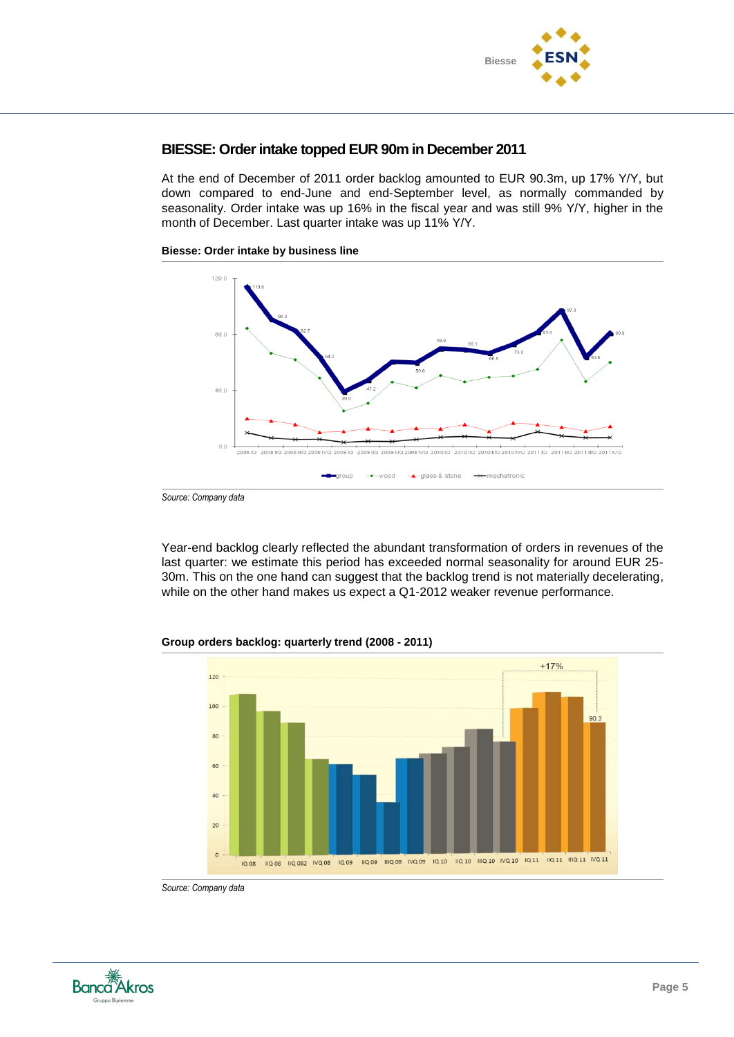## BIESSE: Order intake topped EUR 90m in December 2011

At the end of December of 2011 order backlog amounted to EUR 90.3m, up 17% Y/Y, but down compared to end-June and end-September level, as normally commanded by seasonality. Order intake was up 16% in the fiscal year and was still 9% Y/Y, higher in the month of December. Last quarter intake was up 11% Y/Y.

**Biesse: Order intake by business line**

*Source: Company data*

Year-end backlog clearly reflected the abundant transformation of orders in revenues of the last quarter: we estimate this period has exceeded normal seasonality for around EUR 25-30m. This on the one hand can suggest that the backlog trend is not materially decelerating, while on the other hand makes us expect a Q1-2012 weaker revenue performance.

**Group orders backlog: quarterly trend (2008 - 2011)**

*Source: Company data*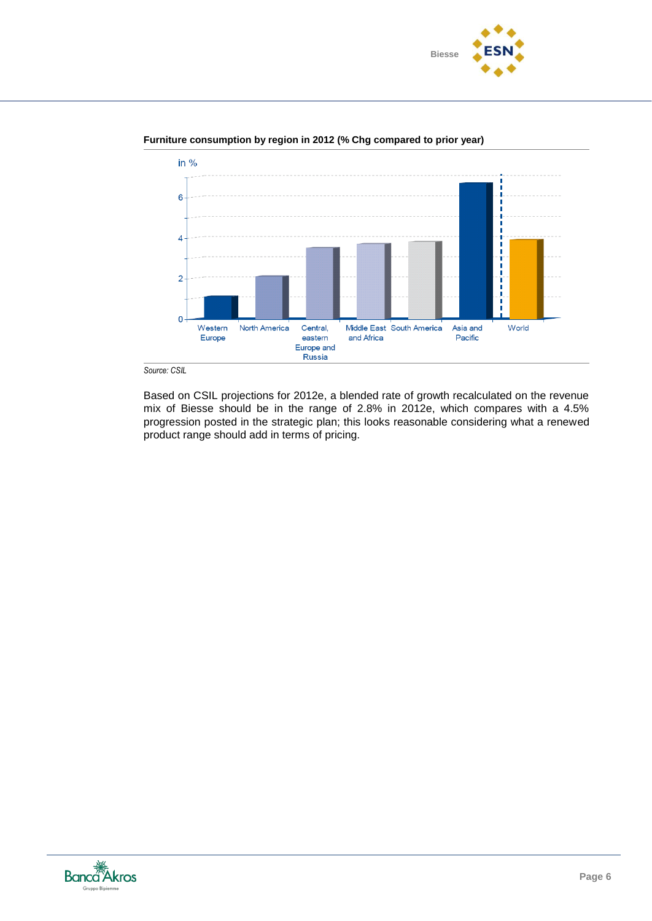**Furniture consumption by region in 2012 (% Chg compared to prior year)**

*Source: CSIL*

Based on CSIL projections for 2012e, a blended rate of growth recalculated on the revenue mix of Biesse should be in the range of 2.8% in 2012e, which compares with a 4.5% progression posted in the strategic plan; this looks reasonable considering what a renewed product range should add in terms of pricing.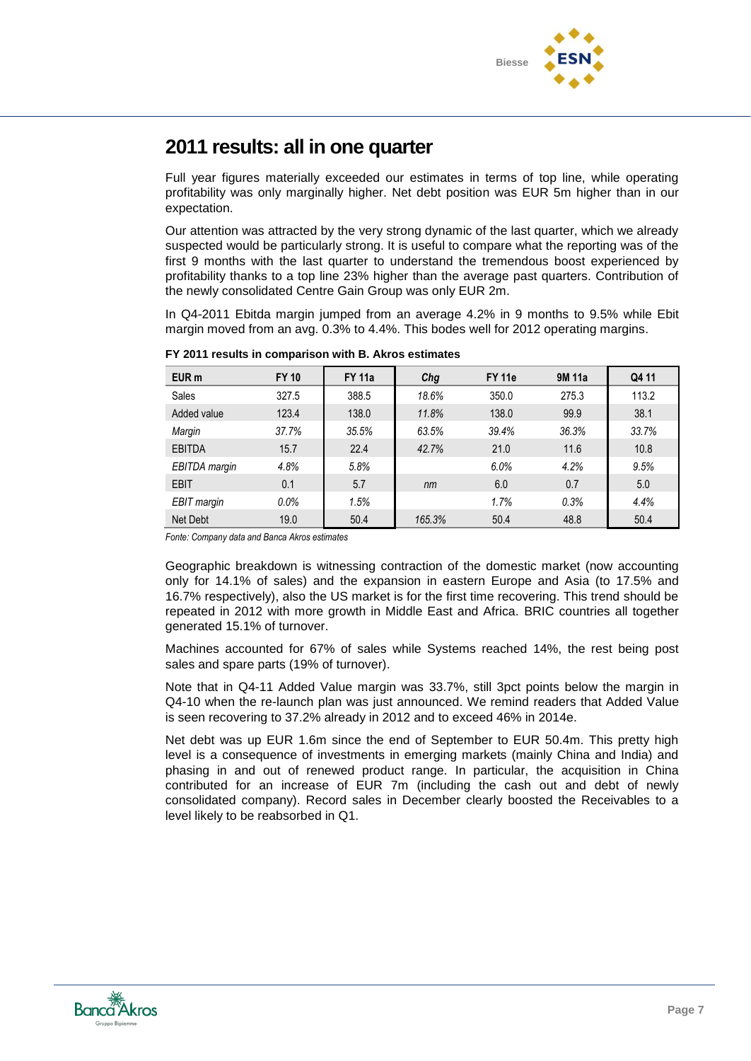## 2011 results: all in one quarter

Full year figures materially exceeded our estimates in terms of top line, while operating profitability was only marginally higher. Net debt position was EUR 5m higher than in our expectation.

Our attention was attracted by the very strong dynamic of the last quarter, which we already suspected would be particularly strong. It is useful to compare what the reporting was of the first 9 months with the last quarter to understand the tremendous boost experienced by profitability thanks to a top line 23% higher than the average past quarters. Contribution of the newly consolidated Centre Gain Group was only EUR 2m.

In Q4-2011 Ebitda margin jumped from an average 4.2% in 9 months to 9.5% while Ebit margin moved from an avg. 0.3% to 4.4%. This bodes well for 2012 operating margins.

**FY 2011 results in comparison with B. Akros estimates**

| EUR m | FY 10 | FY 11a | *Chg* | FY 11e | 9M 11a | Q4 11 |
|---|---|---|---|---|---|---|
| Sales | 327.5 | 388.5 | *18.6%* | 350.0 | 275.3 | 113.2 |
| Added value | 123.4 | 138.0 | *11.8%* | 138.0 | 99.9 | 38.1 |
| *Margin* | *37.7%* | *35.5%* | *63.5%* | *39.4%* | *36.3%* | *33.7%* |
| EBITDA | 15.7 | 22.4 | *42.7%* | 21.0 | 11.6 | 10.8 |
| *EBITDA margin* | *4.8%* | *5.8%* | | *6.0%* | *4.2%* | *9.5%* |
| EBIT | 0.1 | 5.7 | *nm* | 6.0 | 0.7 | 5.0 |
| *EBIT margin* | *0.0%* | *1.5%* | | *1.7%* | *0.3%* | *4.4%* |
| Net Debt | 19.0 | 50.4 | *165.3%* | 50.4 | 48.8 | 50.4 |

*Fonte: Company data and Banca Akros estimates*

Geographic breakdown is witnessing contraction of the domestic market (now accounting only for 14.1% of sales) and the expansion in eastern Europe and Asia (to 17.5% and 16.7% respectively), also the US market is for the first time recovering. This trend should be repeated in 2012 with more growth in Middle East and Africa. BRIC countries all together generated 15.1% of turnover.

Machines accounted for 67% of sales while Systems reached 14%, the rest being post sales and spare parts (19% of turnover).

Note that in Q4-11 Added Value margin was 33.7%, still 3pct points below the margin in Q4-10 when the re-launch plan was just announced. We remind readers that Added Value is seen recovering to 37.2% already in 2012 and to exceed 46% in 2014e.

Net debt was up EUR 1.6m since the end of September to EUR 50.4m. This pretty high level is a consequence of investments in emerging markets (mainly China and India) and phasing in and out of renewed product range. In particular, the acquisition in China contributed for an increase of EUR 7m (including the cash out and debt of newly consolidated company). Record sales in December clearly boosted the Receivables to a level likely to be reabsorbed in Q1.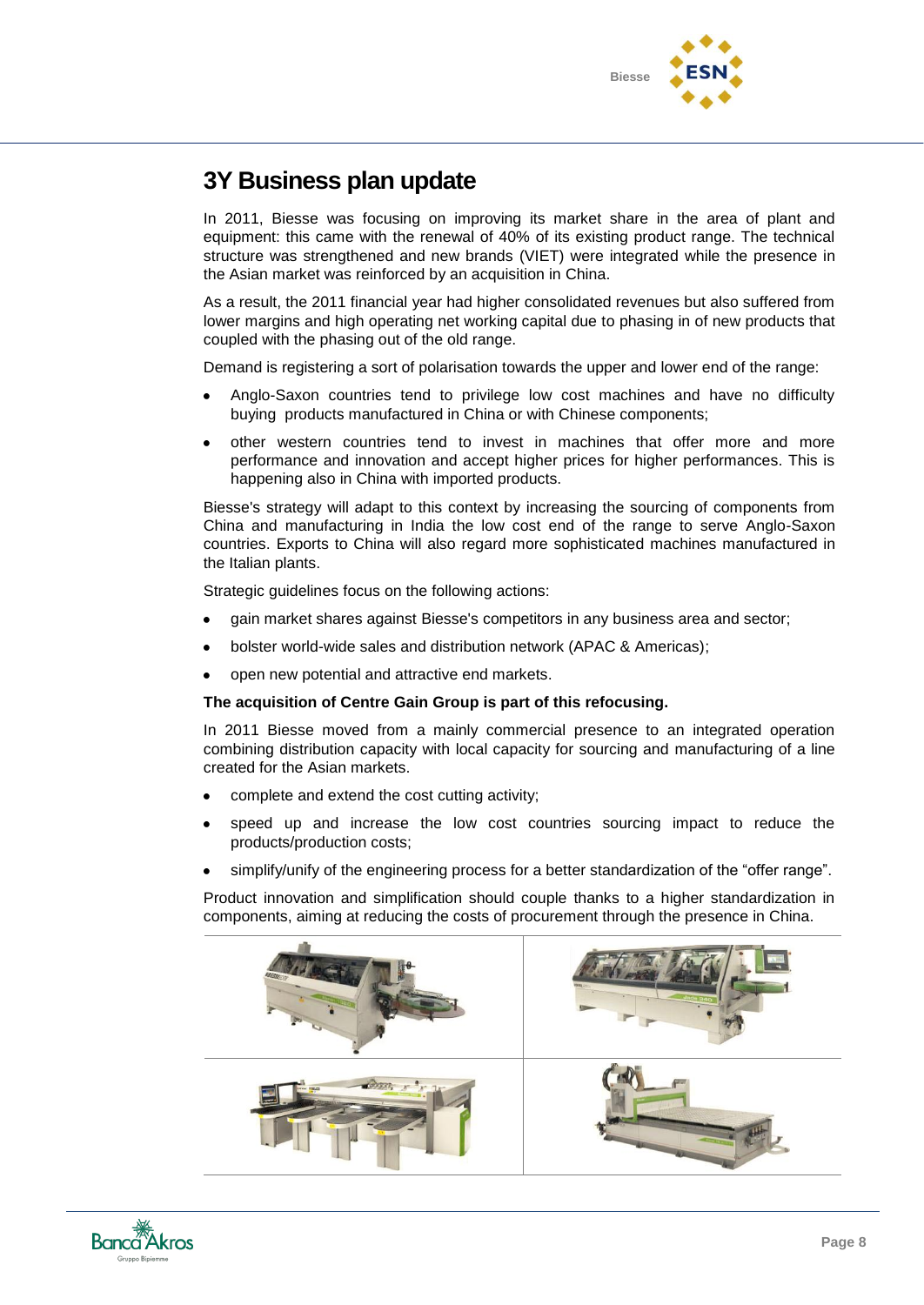# 3Y Business plan update

In 2011, Biesse was focusing on improving its market share in the area of plant and equipment: this came with the renewal of 40% of its existing product range. The technical structure was strengthened and new brands (VIET) were integrated while the presence in the Asian market was reinforced by an acquisition in China.

As a result, the 2011 financial year had higher consolidated revenues but also suffered from lower margins and high operating net working capital due to phasing in of new products that coupled with the phasing out of the old range.

Demand is registering a sort of polarisation towards the upper and lower end of the range:

- Anglo-Saxon countries tend to privilege low cost machines and have no difficulty buying products manufactured in China or with Chinese components;
- other western countries tend to invest in machines that offer more and more performance and innovation and accept higher prices for higher performances. This is happening also in China with imported products.

Biesse's strategy will adapt to this context by increasing the sourcing of components from China and manufacturing in India the low cost end of the range to serve Anglo-Saxon countries. Exports to China will also regard more sophisticated machines manufactured in the Italian plants.

Strategic guidelines focus on the following actions:

- gain market shares against Biesse's competitors in any business area and sector;
- bolster world-wide sales and distribution network (APAC & Americas);
- open new potential and attractive end markets.

**The acquisition of Centre Gain Group is part of this refocusing.**

In 2011 Biesse moved from a mainly commercial presence to an integrated operation combining distribution capacity with local capacity for sourcing and manufacturing of a line created for the Asian markets.

- complete and extend the cost cutting activity;
- speed up and increase the low cost countries sourcing impact to reduce the products/production costs;
- simplify/unify of the engineering process for a better standardization of the "offer range".

Product innovation and simplification should couple thanks to a higher standardization in components, aiming at reducing the costs of procurement through the presence in China.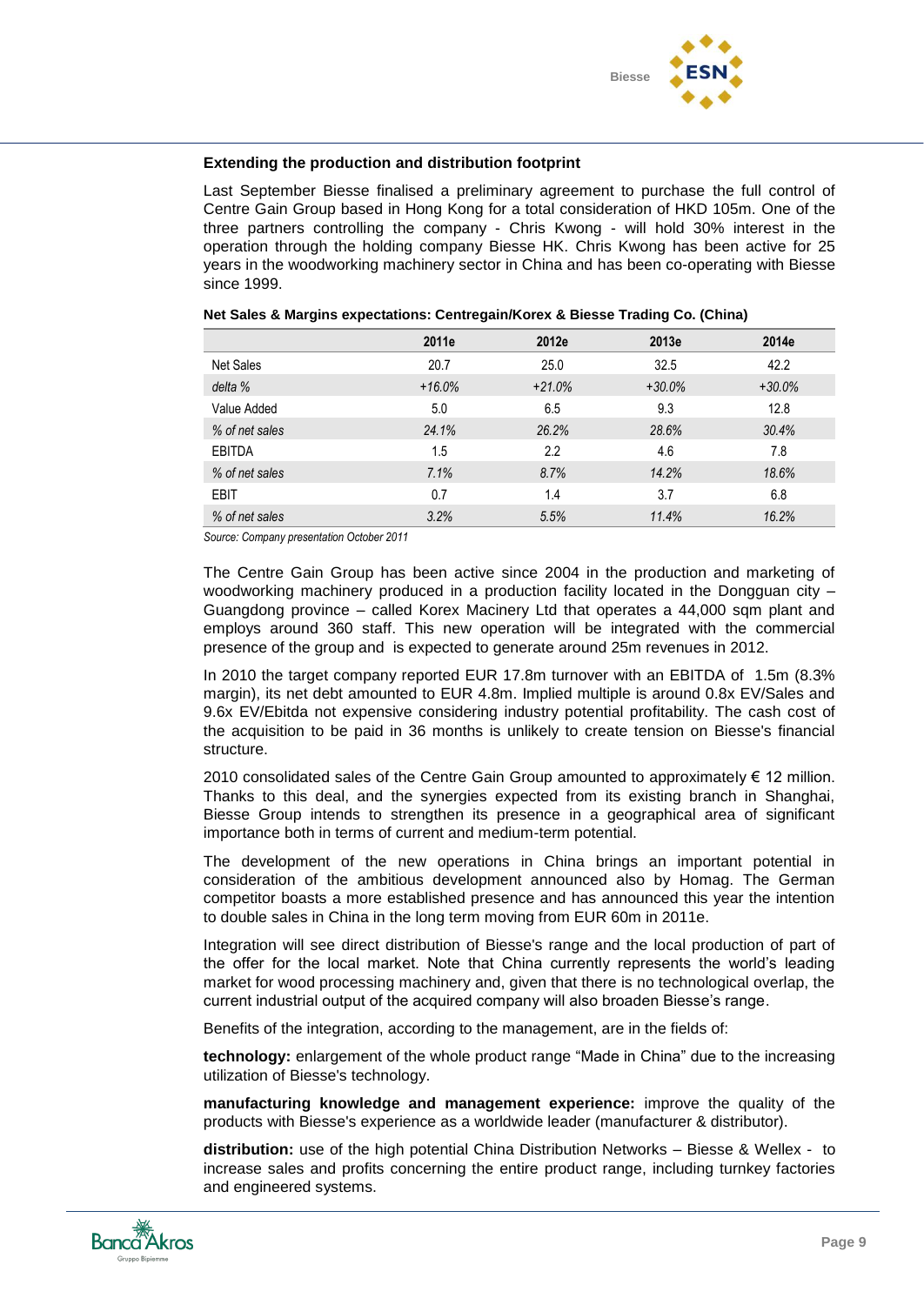### Extending the production and distribution footprint

Last September Biesse finalised a preliminary agreement to purchase the full control of Centre Gain Group based in Hong Kong for a total consideration of HKD 105m. One of the three partners controlling the company - Chris Kwong - will hold 30% interest in the operation through the holding company Biesse HK. Chris Kwong has been active for 25 years in the woodworking machinery sector in China and has been co-operating with Biesse since 1999.

**Net Sales & Margins expectations: Centregain/Korex & Biesse Trading Co. (China)**

| | 2011e | 2012e | 2013e | 2014e |
|---|---|---|---|---|
| Net Sales | 20.7 | 25.0 | 32.5 | 42.2 |
| *delta %* | *+16.0%* | *+21.0%* | *+30.0%* | *+30.0%* |
| Value Added | 5.0 | 6.5 | 9.3 | 12.8 |
| *% of net sales* | *24.1%* | *26.2%* | *28.6%* | *30.4%* |
| EBITDA | 1.5 | 2.2 | 4.6 | 7.8 |
| *% of net sales* | *7.1%* | *8.7%* | *14.2%* | *18.6%* |
| EBIT | 0.7 | 1.4 | 3.7 | 6.8 |
| *% of net sales* | *3.2%* | *5.5%* | *11.4%* | *16.2%* |

*Source: Company presentation October 2011*

The Centre Gain Group has been active since 2004 in the production and marketing of woodworking machinery produced in a production facility located in the Dongguan city – Guangdong province – called Korex Macinery Ltd that operates a 44,000 sqm plant and employs around 360 staff. This new operation will be integrated with the commercial presence of the group and is expected to generate around 25m revenues in 2012.

In 2010 the target company reported EUR 17.8m turnover with an EBITDA of 1.5m (8.3% margin), its net debt amounted to EUR 4.8m. Implied multiple is around 0.8x EV/Sales and 9.6x EV/Ebitda not expensive considering industry potential profitability. The cash cost of the acquisition to be paid in 36 months is unlikely to create tension on Biesse's financial structure.

2010 consolidated sales of the Centre Gain Group amounted to approximately € 12 million. Thanks to this deal, and the synergies expected from its existing branch in Shanghai, Biesse Group intends to strengthen its presence in a geographical area of significant importance both in terms of current and medium-term potential.

The development of the new operations in China brings an important potential in consideration of the ambitious development announced also by Homag. The German competitor boasts a more established presence and has announced this year the intention to double sales in China in the long term moving from EUR 60m in 2011e.

Integration will see direct distribution of Biesse's range and the local production of part of the offer for the local market. Note that China currently represents the world's leading market for wood processing machinery and, given that there is no technological overlap, the current industrial output of the acquired company will also broaden Biesse's range.

Benefits of the integration, according to the management, are in the fields of:

**technology:** enlargement of the whole product range "Made in China" due to the increasing utilization of Biesse's technology.

**manufacturing knowledge and management experience:** improve the quality of the products with Biesse's experience as a worldwide leader (manufacturer & distributor).

**distribution:** use of the high potential China Distribution Networks – Biesse & Wellex - to increase sales and profits concerning the entire product range, including turnkey factories and engineered systems.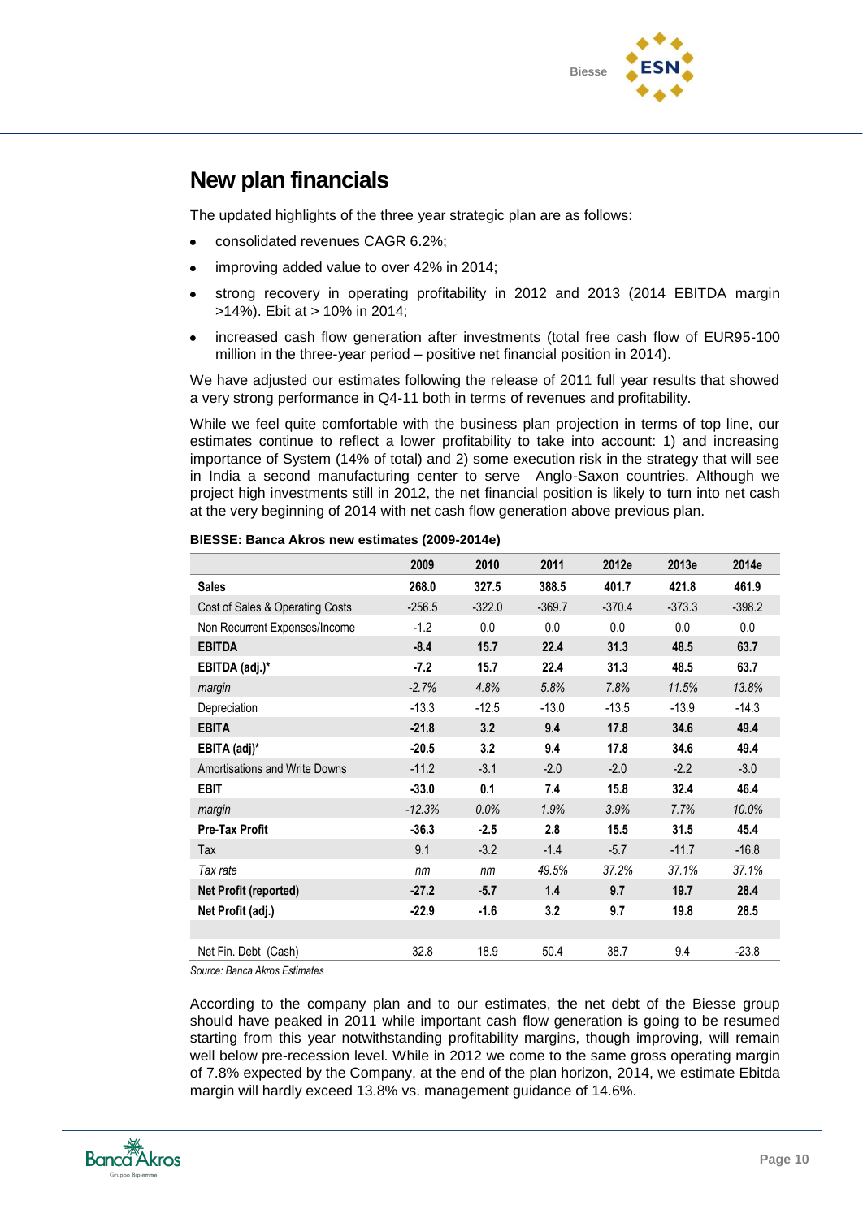## New plan financials

The updated highlights of the three year strategic plan are as follows:

- consolidated revenues CAGR 6.2%;
- improving added value to over 42% in 2014;
- strong recovery in operating profitability in 2012 and 2013 (2014 EBITDA margin >14%). Ebit at > 10% in 2014;
- increased cash flow generation after investments (total free cash flow of EUR95-100 million in the three-year period – positive net financial position in 2014).

We have adjusted our estimates following the release of 2011 full year results that showed a very strong performance in Q4-11 both in terms of revenues and profitability.

While we feel quite comfortable with the business plan projection in terms of top line, our estimates continue to reflect a lower profitability to take into account: 1) and increasing importance of System (14% of total) and 2) some execution risk in the strategy that will see in India a second manufacturing center to serve Anglo-Saxon countries. Although we project high investments still in 2012, the net financial position is likely to turn into net cash at the very beginning of 2014 with net cash flow generation above previous plan.

**BIESSE: Banca Akros new estimates (2009-2014e)**

| | 2009 | 2010 | 2011 | 2012e | 2013e | 2014e |
|---|---|---|---|---|---|---|
| **Sales** | **268.0** | **327.5** | **388.5** | **401.7** | **421.8** | **461.9** |
| Cost of Sales & Operating Costs | -256.5 | -322.0 | -369.7 | -370.4 | -373.3 | -398.2 |
| Non Recurrent Expenses/Income | -1.2 | 0.0 | 0.0 | 0.0 | 0.0 | 0.0 |
| **EBITDA** | **-8.4** | **15.7** | **22.4** | **31.3** | **48.5** | **63.7** |
| **EBITDA (adj.)*** | **-7.2** | **15.7** | **22.4** | **31.3** | **48.5** | **63.7** |
| *margin* | *-2.7%* | *4.8%* | *5.8%* | *7.8%* | *11.5%* | *13.8%* |
| Depreciation | -13.3 | -12.5 | -13.0 | -13.5 | -13.9 | -14.3 |
| **EBITA** | **-21.8** | **3.2** | **9.4** | **17.8** | **34.6** | **49.4** |
| **EBITA (adj)*** | **-20.5** | **3.2** | **9.4** | **17.8** | **34.6** | **49.4** |
| Amortisations and Write Downs | -11.2 | -3.1 | -2.0 | -2.0 | -2.2 | -3.0 |
| **EBIT** | **-33.0** | **0.1** | **7.4** | **15.8** | **32.4** | **46.4** |
| *margin* | *-12.3%* | *0.0%* | *1.9%* | *3.9%* | *7.7%* | *10.0%* |
| **Pre-Tax Profit** | **-36.3** | **-2.5** | **2.8** | **15.5** | **31.5** | **45.4** |
| Tax | 9.1 | -3.2 | -1.4 | -5.7 | -11.7 | -16.8 |
| *Tax rate* | *nm* | *nm* | *49.5%* | *37.2%* | *37.1%* | *37.1%* |
| **Net Profit (reported)** | **-27.2** | **-5.7** | **1.4** | **9.7** | **19.7** | **28.4** |
| **Net Profit (adj.)** | **-22.9** | **-1.6** | **3.2** | **9.7** | **19.8** | **28.5** |
| | | | | | | |
| Net Fin. Debt (Cash) | 32.8 | 18.9 | 50.4 | 38.7 | 9.4 | -23.8 |

*Source: Banca Akros Estimates*

According to the company plan and to our estimates, the net debt of the Biesse group should have peaked in 2011 while important cash flow generation is going to be resumed starting from this year notwithstanding profitability margins, though improving, will remain well below pre-recession level. While in 2012 we come to the same gross operating margin of 7.8% expected by the Company, at the end of the plan horizon, 2014, we estimate Ebitda margin will hardly exceed 13.8% vs. management guidance of 14.6%.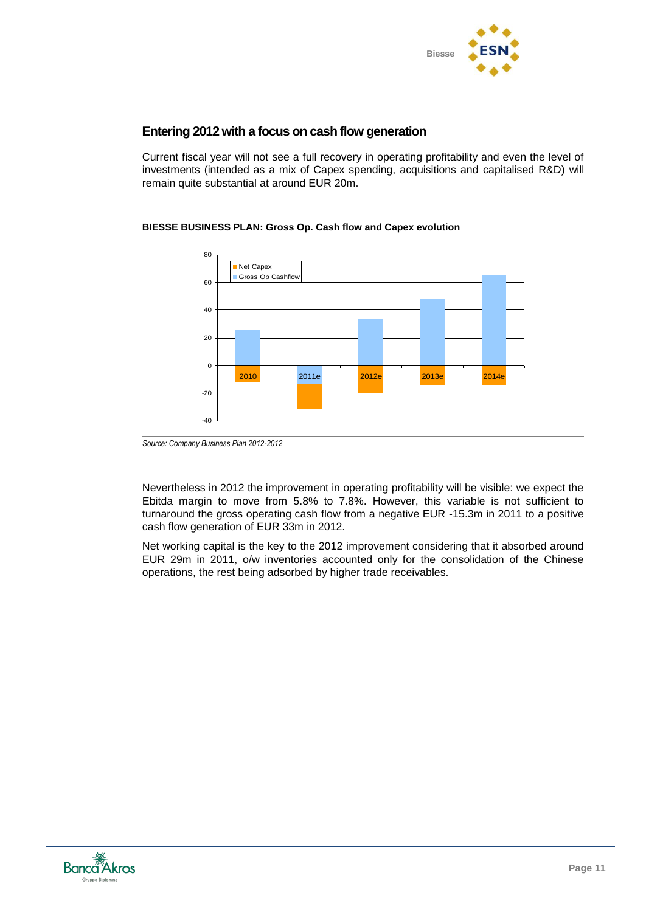## Entering 2012 with a focus on cash flow generation

Current fiscal year will not see a full recovery in operating profitability and even the level of investments (intended as a mix of Capex spending, acquisitions and capitalised R&D) will remain quite substantial at around EUR 20m.

**BIESSE BUSINESS PLAN: Gross Op. Cash flow and Capex evolution**

*Source: Company Business Plan 2012-2012*

Nevertheless in 2012 the improvement in operating profitability will be visible: we expect the Ebitda margin to move from 5.8% to 7.8%. However, this variable is not sufficient to turnaround the gross operating cash flow from a negative EUR -15.3m in 2011 to a positive cash flow generation of EUR 33m in 2012.

Net working capital is the key to the 2012 improvement considering that it absorbed around EUR 29m in 2011, o/w inventories accounted only for the consolidation of the Chinese operations, the rest being adsorbed by higher trade receivables.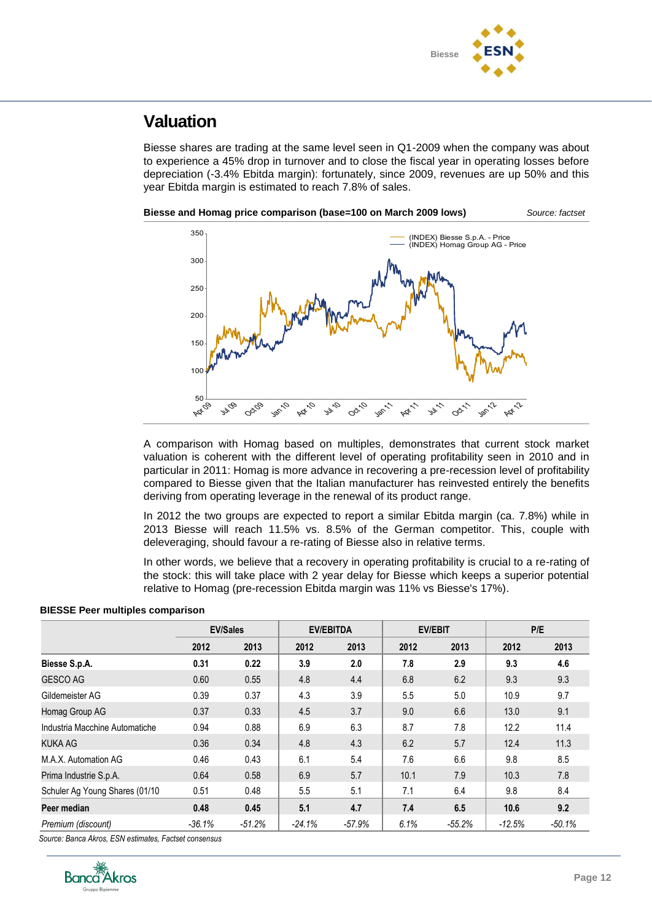## Valuation

Biesse shares are trading at the same level seen in Q1-2009 when the company was about to experience a 45% drop in turnover and to close the fiscal year in operating losses before depreciation (-3.4% Ebitda margin): fortunately, since 2009, revenues are up 50% and this year Ebitda margin is estimated to reach 7.8% of sales.

**Biesse and Homag price comparison (base=100 on March 2009 lows)** *Source: factset*

A comparison with Homag based on multiples, demonstrates that current stock market valuation is coherent with the different level of operating profitability seen in 2010 and in particular in 2011: Homag is more advance in recovering a pre-recession level of profitability compared to Biesse given that the Italian manufacturer has reinvested entirely the benefits deriving from operating leverage in the renewal of its product range.

In 2012 the two groups are expected to report a similar Ebitda margin (ca. 7.8%) while in 2013 Biesse will reach 11.5% vs. 8.5% of the German competitor. This, couple with deleveraging, should favour a re-rating of Biesse also in relative terms.

In other words, we believe that a recovery in operating profitability is crucial to a re-rating of the stock: this will take place with 2 year delay for Biesse which keeps a superior potential relative to Homag (pre-recession Ebitda margin was 11% vs Biesse's 17%).

**BIESSE Peer multiples comparison**

| | EV/Sales | | EV/EBITDA | | EV/EBIT | | P/E | |
|---|---|---|---|---|---|---|---|---|
| | 2012 | 2013 | 2012 | 2013 | 2012 | 2013 | 2012 | 2013 |
| **Biesse S.p.A.** | **0.31** | **0.22** | **3.9** | **2.0** | **7.8** | **2.9** | **9.3** | **4.6** |
| GESCO AG | 0.60 | 0.55 | 4.8 | 4.4 | 6.8 | 6.2 | 9.3 | 9.3 |
| Gildemeister AG | 0.39 | 0.37 | 4.3 | 3.9 | 5.5 | 5.0 | 10.9 | 9.7 |
| Homag Group AG | 0.37 | 0.33 | 4.5 | 3.7 | 9.0 | 6.6 | 13.0 | 9.1 |
| Industria Macchine Automatiche | 0.94 | 0.88 | 6.9 | 6.3 | 8.7 | 7.8 | 12.2 | 11.4 |
| KUKA AG | 0.36 | 0.34 | 4.8 | 4.3 | 6.2 | 5.7 | 12.4 | 11.3 |
| M.A.X. Automation AG | 0.46 | 0.43 | 6.1 | 5.4 | 7.6 | 6.6 | 9.8 | 8.5 |
| Prima Industrie S.p.A. | 0.64 | 0.58 | 6.9 | 5.7 | 10.1 | 7.9 | 10.3 | 7.8 |
| Schuler Ag Young Shares (01/10 | 0.51 | 0.48 | 5.5 | 5.1 | 7.1 | 6.4 | 9.8 | 8.4 |
| **Peer median** | **0.48** | **0.45** | **5.1** | **4.7** | **7.4** | **6.5** | **10.6** | **9.2** |
| *Premium (discount)* | *-36.1%* | *-51.2%* | *-24.1%* | *-57.9%* | *6.1%* | *-55.2%* | *-12.5%* | *-50.1%* |

*Source: Banca Akros, ESN estimates, Factset consensus*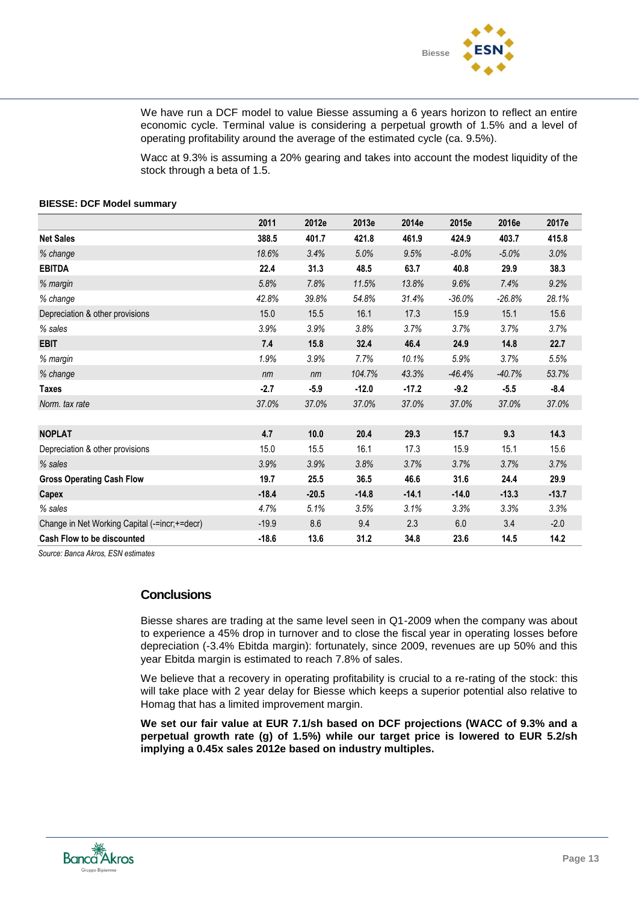We have run a DCF model to value Biesse assuming a 6 years horizon to reflect an entire economic cycle. Terminal value is considering a perpetual growth of 1.5% and a level of operating profitability around the average of the estimated cycle (ca. 9.5%).

Wacc at 9.3% is assuming a 20% gearing and takes into account the modest liquidity of the stock through a beta of 1.5.

**BIESSE: DCF Model summary**

| | 2011 | 2012e | 2013e | 2014e | 2015e | 2016e | 2017e |
|---|---|---|---|---|---|---|---|
| **Net Sales** | **388.5** | **401.7** | **421.8** | **461.9** | **424.9** | **403.7** | **415.8** |
| *% change* | *18.6%* | *3.4%* | *5.0%* | *9.5%* | *-8.0%* | *-5.0%* | *3.0%* |
| **EBITDA** | **22.4** | **31.3** | **48.5** | **63.7** | **40.8** | **29.9** | **38.3** |
| *% margin* | *5.8%* | *7.8%* | *11.5%* | *13.8%* | *9.6%* | *7.4%* | *9.2%* |
| *% change* | *42.8%* | *39.8%* | *54.8%* | *31.4%* | *-36.0%* | *-26.8%* | *28.1%* |
| Depreciation & other provisions | 15.0 | 15.5 | 16.1 | 17.3 | 15.9 | 15.1 | 15.6 |
| *% sales* | *3.9%* | *3.9%* | *3.8%* | *3.7%* | *3.7%* | *3.7%* | *3.7%* |
| **EBIT** | **7.4** | **15.8** | **32.4** | **46.4** | **24.9** | **14.8** | **22.7** |
| *% margin* | *1.9%* | *3.9%* | *7.7%* | *10.1%* | *5.9%* | *3.7%* | *5.5%* |
| *% change* | *nm* | *nm* | *104.7%* | *43.3%* | *-46.4%* | *-40.7%* | *53.7%* |
| **Taxes** | **-2.7** | **-5.9** | **-12.0** | **-17.2** | **-9.2** | **-5.5** | **-8.4** |
| *Norm. tax rate* | *37.0%* | *37.0%* | *37.0%* | *37.0%* | *37.0%* | *37.0%* | *37.0%* |
| | | | | | | | |
| **NOPLAT** | **4.7** | **10.0** | **20.4** | **29.3** | **15.7** | **9.3** | **14.3** |
| Depreciation & other provisions | 15.0 | 15.5 | 16.1 | 17.3 | 15.9 | 15.1 | 15.6 |
| *% sales* | *3.9%* | *3.9%* | *3.8%* | *3.7%* | *3.7%* | *3.7%* | *3.7%* |
| **Gross Operating Cash Flow** | **19.7** | **25.5** | **36.5** | **46.6** | **31.6** | **24.4** | **29.9** |
| **Capex** | **-18.4** | **-20.5** | **-14.8** | **-14.1** | **-14.0** | **-13.3** | **-13.7** |
| *% sales* | *4.7%* | *5.1%* | *3.5%* | *3.1%* | *3.3%* | *3.3%* | *3.3%* |
| Change in Net Working Capital (-=incr;+=decr) | -19.9 | 8.6 | 9.4 | 2.3 | 6.0 | 3.4 | -2.0 |
| **Cash Flow to be discounted** | **-18.6** | **13.6** | **31.2** | **34.8** | **23.6** | **14.5** | **14.2** |

*Source: Banca Akros, ESN estimates*

## Conclusions

Biesse shares are trading at the same level seen in Q1-2009 when the company was about to experience a 45% drop in turnover and to close the fiscal year in operating losses before depreciation (-3.4% Ebitda margin): fortunately, since 2009, revenues are up 50% and this year Ebitda margin is estimated to reach 7.8% of sales.

We believe that a recovery in operating profitability is crucial to a re-rating of the stock: this will take place with 2 year delay for Biesse which keeps a superior potential also relative to Homag that has a limited improvement margin.

**We set our fair value at EUR 7.1/sh based on DCF projections (WACC of 9.3% and a perpetual growth rate (g) of 1.5%) while our target price is lowered to EUR 5.2/sh implying a 0.45x sales 2012e based on industry multiples.**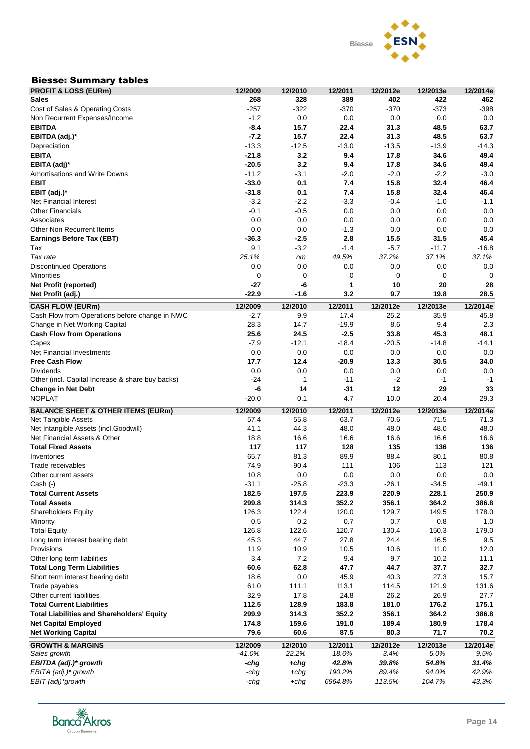## Biesse: Summary tables

| PROFIT & LOSS (EURm) | 12/2009 | 12/2010 | 12/2011 | 12/2012e | 12/2013e | 12/2014e |
|---|---|---|---|---|---|---|
| **Sales** | **268** | **328** | **389** | **402** | **422** | **462** |
| Cost of Sales & Operating Costs | -257 | -322 | -370 | -370 | -373 | -398 |
| Non Recurrent Expenses/Income | -1.2 | 0.0 | 0.0 | 0.0 | 0.0 | 0.0 |
| **EBITDA** | **-8.4** | **15.7** | **22.4** | **31.3** | **48.5** | **63.7** |
| **EBITDA (adj.)*** | **-7.2** | **15.7** | **22.4** | **31.3** | **48.5** | **63.7** |
| Depreciation | -13.3 | -12.5 | -13.0 | -13.5 | -13.9 | -14.3 |
| **EBITA** | **-21.8** | **3.2** | **9.4** | **17.8** | **34.6** | **49.4** |
| **EBITA (adj)*** | **-20.5** | **3.2** | **9.4** | **17.8** | **34.6** | **49.4** |
| Amortisations and Write Downs | -11.2 | -3.1 | -2.0 | -2.0 | -2.2 | -3.0 |
| **EBIT** | **-33.0** | **0.1** | **7.4** | **15.8** | **32.4** | **46.4** |
| **EBIT (adj.)*** | **-31.8** | **0.1** | **7.4** | **15.8** | **32.4** | **46.4** |
| Net Financial Interest | -3.2 | -2.2 | -3.3 | -0.4 | -1.0 | -1.1 |
| Other Financials | -0.1 | -0.5 | 0.0 | 0.0 | 0.0 | 0.0 |
| Associates | 0.0 | 0.0 | 0.0 | 0.0 | 0.0 | 0.0 |
| Other Non Recurrent Items | 0.0 | 0.0 | -1.3 | 0.0 | 0.0 | 0.0 |
| **Earnings Before Tax (EBT)** | **-36.3** | **-2.5** | **2.8** | **15.5** | **31.5** | **45.4** |
| Tax | 9.1 | -3.2 | -1.4 | -5.7 | -11.7 | -16.8 |
| *Tax rate* | *25.1%* | *nm* | *49.5%* | *37.2%* | *37.1%* | *37.1%* |
| Discontinued Operations | 0.0 | 0.0 | 0.0 | 0.0 | 0.0 | 0.0 |
| Minorities | 0 | 0 | 0 | 0 | 0 | 0 |
| **Net Profit (reported)** | **-27** | **-6** | **1** | **10** | **20** | **28** |
| **Net Profit (adj.)** | **-22.9** | **-1.6** | **3.2** | **9.7** | **19.8** | **28.5** |

| CASH FLOW (EURm) | 12/2009 | 12/2010 | 12/2011 | 12/2012e | 12/2013e | 12/2014e |
|---|---|---|---|---|---|---|
| Cash Flow from Operations before change in NWC | -2.7 | 9.9 | 17.4 | 25.2 | 35.9 | 45.8 |
| Change in Net Working Capital | 28.3 | 14.7 | -19.9 | 8.6 | 9.4 | 2.3 |
| **Cash Flow from Operations** | **25.6** | **24.5** | **-2.5** | **33.8** | **45.3** | **48.1** |
| Capex | -7.9 | -12.1 | -18.4 | -20.5 | -14.8 | -14.1 |
| Net Financial Investments | 0.0 | 0.0 | 0.0 | 0.0 | 0.0 | 0.0 |
| **Free Cash Flow** | **17.7** | **12.4** | **-20.9** | **13.3** | **30.5** | **34.0** |
| Dividends | 0.0 | 0.0 | 0.0 | 0.0 | 0.0 | 0.0 |
| Other (incl. Capital Increase & share buy backs) | -24 | 1 | -11 | -2 | -1 | -1 |
| **Change in Net Debt** | **-6** | **14** | **-31** | **12** | **29** | **33** |
| NOPLAT | -20.0 | 0.1 | 4.7 | 10.0 | 20.4 | 29.3 |

| BALANCE SHEET & OTHER ITEMS (EURm) | 12/2009 | 12/2010 | 12/2011 | 12/2012e | 12/2013e | 12/2014e |
|---|---|---|---|---|---|---|
| Net Tangible Assets | 57.4 | 55.8 | 63.7 | 70.6 | 71.5 | 71.3 |
| Net Intangible Assets (incl.Goodwill) | 41.1 | 44.3 | 48.0 | 48.0 | 48.0 | 48.0 |
| Net Financial Assets & Other | 18.8 | 16.6 | 16.6 | 16.6 | 16.6 | 16.6 |
| **Total Fixed Assets** | **117** | **117** | **128** | **135** | **136** | **136** |
| Inventories | 65.7 | 81.3 | 89.9 | 88.4 | 80.1 | 80.8 |
| Trade receivables | 74.9 | 90.4 | 111 | 106 | 113 | 121 |
| Other current assets | 10.8 | 0.0 | 0.0 | 0.0 | 0.0 | 0.0 |
| Cash (-) | -31.1 | -25.8 | -23.3 | -26.1 | -34.5 | -49.1 |
| **Total Current Assets** | **182.5** | **197.5** | **223.9** | **220.9** | **228.1** | **250.9** |
| **Total Assets** | **299.8** | **314.3** | **352.2** | **356.1** | **364.2** | **386.8** |
| Shareholders Equity | 126.3 | 122.4 | 120.0 | 129.7 | 149.5 | 178.0 |
| Minority | 0.5 | 0.2 | 0.7 | 0.7 | 0.8 | 1.0 |
| Total Equity | 126.8 | 122.6 | 120.7 | 130.4 | 150.3 | 179.0 |
| Long term interest bearing debt | 45.3 | 44.7 | 27.8 | 24.4 | 16.5 | 9.5 |
| Provisions | 11.9 | 10.9 | 10.5 | 10.6 | 11.0 | 12.0 |
| Other long term liabilities | 3.4 | 7.2 | 9.4 | 9.7 | 10.2 | 11.1 |
| **Total Long Term Liabilities** | **60.6** | **62.8** | **47.7** | **44.7** | **37.7** | **32.7** |
| Short term interest bearing debt | 18.6 | 0.0 | 45.9 | 40.3 | 27.3 | 15.7 |
| Trade payables | 61.0 | 111.1 | 113.1 | 114.5 | 121.9 | 131.6 |
| Other current liabilities | 32.9 | 17.8 | 24.8 | 26.2 | 26.9 | 27.7 |
| **Total Current Liabilities** | **112.5** | **128.9** | **183.8** | **181.0** | **176.2** | **175.1** |
| **Total Liabilities and Shareholders' Equity** | **299.9** | **314.3** | **352.2** | **356.1** | **364.2** | **386.8** |
| **Net Capital Employed** | **174.8** | **159.6** | **191.0** | **189.4** | **180.9** | **178.4** |
| **Net Working Capital** | **79.6** | **60.6** | **87.5** | **80.3** | **71.7** | **70.2** |

| GROWTH & MARGINS | 12/2009 | 12/2010 | 12/2011 | 12/2012e | 12/2013e | 12/2014e |
|---|---|---|---|---|---|---|
| *Sales growth* | *-41.0%* | *22.2%* | *18.6%* | *3.4%* | *5.0%* | *9.5%* |
| ***EBITDA (adj.)* growth*** | ***-chg*** | ***+chg*** | ***42.8%*** | ***39.8%*** | ***54.8%*** | ***31.4%*** |
| *EBITA (adj.)* growth* | *-chg* | *+chg* | *190.2%* | *89.4%* | *94.0%* | *42.9%* |
| *EBIT (adj)*growth* | *-chg* | *+chg* | *6964.8%* | *113.5%* | *104.7%* | *43.3%* |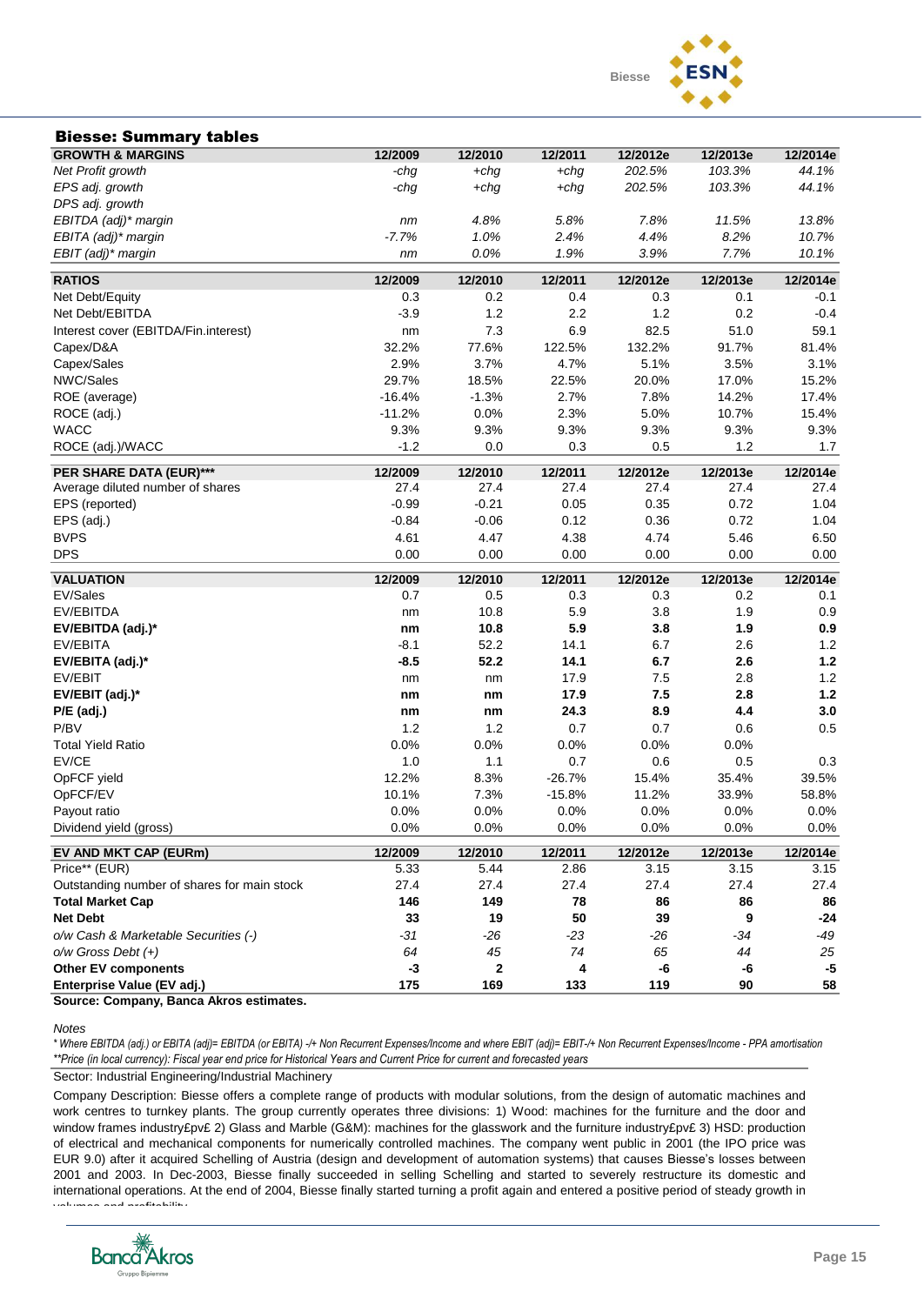## Biesse: Summary tables

| GROWTH & MARGINS | 12/2009 | 12/2010 | 12/2011 | 12/2012e | 12/2013e | 12/2014e |
|---|---|---|---|---|---|---|
| *Net Profit growth* | *-chg* | *+chg* | *+chg* | *202.5%* | *103.3%* | *44.1%* |
| *EPS adj. growth* | *-chg* | *+chg* | *+chg* | *202.5%* | *103.3%* | *44.1%* |
| *DPS adj. growth* | | | | | | |
| *EBITDA (adj)\* margin* | *nm* | *4.8%* | *5.8%* | *7.8%* | *11.5%* | *13.8%* |
| *EBITA (adj)\* margin* | *-7.7%* | *1.0%* | *2.4%* | *4.4%* | *8.2%* | *10.7%* |
| *EBIT (adj)\* margin* | *nm* | *0.0%* | *1.9%* | *3.9%* | *7.7%* | *10.1%* |
| **RATIOS** | **12/2009** | **12/2010** | **12/2011** | **12/2012e** | **12/2013e** | **12/2014e** |
| Net Debt/Equity | 0.3 | 0.2 | 0.4 | 0.3 | 0.1 | -0.1 |
| Net Debt/EBITDA | -3.9 | 1.2 | 2.2 | 1.2 | 0.2 | -0.4 |
| Interest cover (EBITDA/Fin.interest) | nm | 7.3 | 6.9 | 82.5 | 51.0 | 59.1 |
| Capex/D&A | 32.2% | 77.6% | 122.5% | 132.2% | 91.7% | 81.4% |
| Capex/Sales | 2.9% | 3.7% | 4.7% | 5.1% | 3.5% | 3.1% |
| NWC/Sales | 29.7% | 18.5% | 22.5% | 20.0% | 17.0% | 15.2% |
| ROE (average) | -16.4% | -1.3% | 2.7% | 7.8% | 14.2% | 17.4% |
| ROCE (adj.) | -11.2% | 0.0% | 2.3% | 5.0% | 10.7% | 15.4% |
| WACC | 9.3% | 9.3% | 9.3% | 9.3% | 9.3% | 9.3% |
| ROCE (adj.)/WACC | -1.2 | 0.0 | 0.3 | 0.5 | 1.2 | 1.7 |
| **PER SHARE DATA (EUR)\*\*\*** | **12/2009** | **12/2010** | **12/2011** | **12/2012e** | **12/2013e** | **12/2014e** |
| Average diluted number of shares | 27.4 | 27.4 | 27.4 | 27.4 | 27.4 | 27.4 |
| EPS (reported) | -0.99 | -0.21 | 0.05 | 0.35 | 0.72 | 1.04 |
| EPS (adj.) | -0.84 | -0.06 | 0.12 | 0.36 | 0.72 | 1.04 |
| BVPS | 4.61 | 4.47 | 4.38 | 4.74 | 5.46 | 6.50 |
| DPS | 0.00 | 0.00 | 0.00 | 0.00 | 0.00 | 0.00 |
| **VALUATION** | **12/2009** | **12/2010** | **12/2011** | **12/2012e** | **12/2013e** | **12/2014e** |
| EV/Sales | 0.7 | 0.5 | 0.3 | 0.3 | 0.2 | 0.1 |
| EV/EBITDA | nm | 10.8 | 5.9 | 3.8 | 1.9 | 0.9 |
| **EV/EBITDA (adj.)\*** | **nm** | **10.8** | **5.9** | **3.8** | **1.9** | **0.9** |
| EV/EBITA | -8.1 | 52.2 | 14.1 | 6.7 | 2.6 | 1.2 |
| **EV/EBITA (adj.)\*** | **-8.5** | **52.2** | **14.1** | **6.7** | **2.6** | **1.2** |
| EV/EBIT | nm | nm | 17.9 | 7.5 | 2.8 | 1.2 |
| **EV/EBIT (adj.)\*** | **nm** | **nm** | **17.9** | **7.5** | **2.8** | **1.2** |
| **P/E (adj.)** | **nm** | **nm** | **24.3** | **8.9** | **4.4** | **3.0** |
| P/BV | 1.2 | 1.2 | 0.7 | 0.7 | 0.6 | 0.5 |
| Total Yield Ratio | 0.0% | 0.0% | 0.0% | 0.0% | 0.0% | |
| EV/CE | 1.0 | 1.1 | 0.7 | 0.6 | 0.5 | 0.3 |
| OpFCF yield | 12.2% | 8.3% | -26.7% | 15.4% | 35.4% | 39.5% |
| OpFCF/EV | 10.1% | 7.3% | -15.8% | 11.2% | 33.9% | 58.8% |
| Payout ratio | 0.0% | 0.0% | 0.0% | 0.0% | 0.0% | 0.0% |
| Dividend yield (gross) | 0.0% | 0.0% | 0.0% | 0.0% | 0.0% | 0.0% |
| **EV AND MKT CAP (EURm)** | **12/2009** | **12/2010** | **12/2011** | **12/2012e** | **12/2013e** | **12/2014e** |
| Price\*\* (EUR) | 5.33 | 5.44 | 2.86 | 3.15 | 3.15 | 3.15 |
| Outstanding number of shares for main stock | 27.4 | 27.4 | 27.4 | 27.4 | 27.4 | 27.4 |
| **Total Market Cap** | **146** | **149** | **78** | **86** | **86** | **86** |
| **Net Debt** | **33** | **19** | **50** | **39** | **9** | **-24** |
| *o/w Cash & Marketable Securities (-)* | *-31* | *-26* | *-23* | *-26* | *-34* | *-49* |
| *o/w Gross Debt (+)* | *64* | *45* | *74* | *65* | *44* | *25* |
| **Other EV components** | **-3** | **2** | **4** | **-6** | **-6** | **-5** |
| **Enterprise Value (EV adj.)** | **175** | **169** | **133** | **119** | **90** | **58** |

**Source: Company, Banca Akros estimates.**

*Notes*

*\* Where EBITDA (adj.) or EBITA (adj)= EBITDA (or EBITA) -/+ Non Recurrent Expenses/Income and where EBIT (adj)= EBIT-/+ Non Recurrent Expenses/Income - PPA amortisation*
*\*\*Price (in local currency): Fiscal year end price for Historical Years and Current Price for current and forecasted years*

Sector: Industrial Engineering/Industrial Machinery

Company Description: Biesse offers a complete range of products with modular solutions, from the design of automatic machines and work centres to turnkey plants. The group currently operates three divisions: 1) Wood: machines for the furniture and the door and window frames industry£pv£ 2) Glass and Marble (G&M): machines for the glasswork and the furniture industry£pv£ 3) HSD: production of electrical and mechanical components for numerically controlled machines. The company went public in 2001 (the IPO price was EUR 9.0) after it acquired Schelling of Austria (design and development of automation systems) that causes Biesse's losses between 2001 and 2003. In Dec-2003, Biesse finally succeeded in selling Schelling and started to severely restructure its domestic and international operations. At the end of 2004, Biesse finally started turning a profit again and entered a positive period of steady growth in volumes and profitability.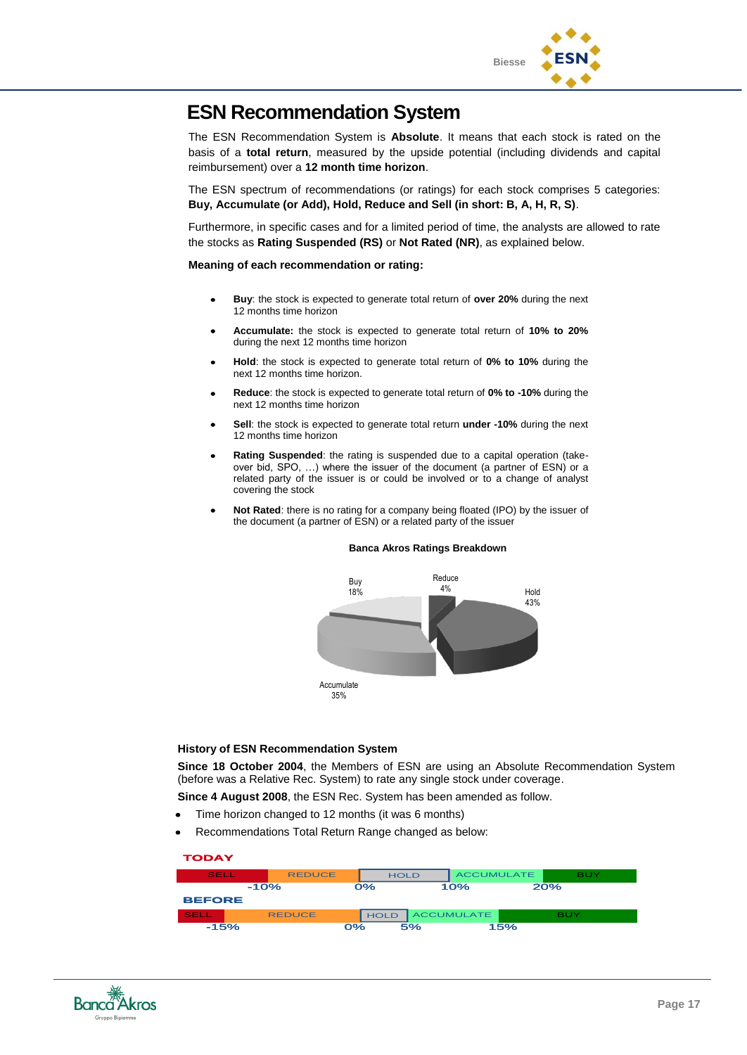# ESN Recommendation System

The ESN Recommendation System is **Absolute**. It means that each stock is rated on the basis of a **total return**, measured by the upside potential (including dividends and capital reimbursement) over a **12 month time horizon**.

The ESN spectrum of recommendations (or ratings) for each stock comprises 5 categories: **Buy, Accumulate (or Add), Hold, Reduce and Sell (in short: B, A, H, R, S)**.

Furthermore, in specific cases and for a limited period of time, the analysts are allowed to rate the stocks as **Rating Suspended (RS)** or **Not Rated (NR)**, as explained below.

**Meaning of each recommendation or rating:**

- **Buy**: the stock is expected to generate total return of **over 20%** during the next 12 months time horizon
- **Accumulate:** the stock is expected to generate total return of **10% to 20%** during the next 12 months time horizon
- **Hold**: the stock is expected to generate total return of **0% to 10%** during the next 12 months time horizon.
- **Reduce**: the stock is expected to generate total return of **0% to -10%** during the next 12 months time horizon
- **Sell**: the stock is expected to generate total return **under -10%** during the next 12 months time horizon
- **Rating Suspended**: the rating is suspended due to a capital operation (take-over bid, SPO, …) where the issuer of the document (a partner of ESN) or a related party of the issuer is or could be involved or to a change of analyst covering the stock
- **Not Rated**: there is no rating for a company being floated (IPO) by the issuer of the document (a partner of ESN) or a related party of the issuer

**Banca Akros Ratings Breakdown**

| Rating | % |
|---|---|
| Buy | 18% |
| Reduce | 4% |
| Hold | 43% |
| Accumulate | 35% |

**History of ESN Recommendation System**

**Since 18 October 2004**, the Members of ESN are using an Absolute Recommendation System (before was a Relative Rec. System) to rate any single stock under coverage.

**Since 4 August 2008**, the ESN Rec. System has been amended as follow.

- Time horizon changed to 12 months (it was 6 months)
- Recommendations Total Return Range changed as below:

**TODAY**

| SELL | REDUCE | HOLD | ACCUMULATE | BUY |
|---|---|---|---|---|
| < -10% | -10% to 0% | 0% to 10% | 10% to 20% | > 20% |

**BEFORE**

| SELL | REDUCE | HOLD | ACCUMULATE | BUY |
|---|---|---|---|---|
| < -15% | -15% to 0% | 0% to 5% | 5% to 15% | > 15% |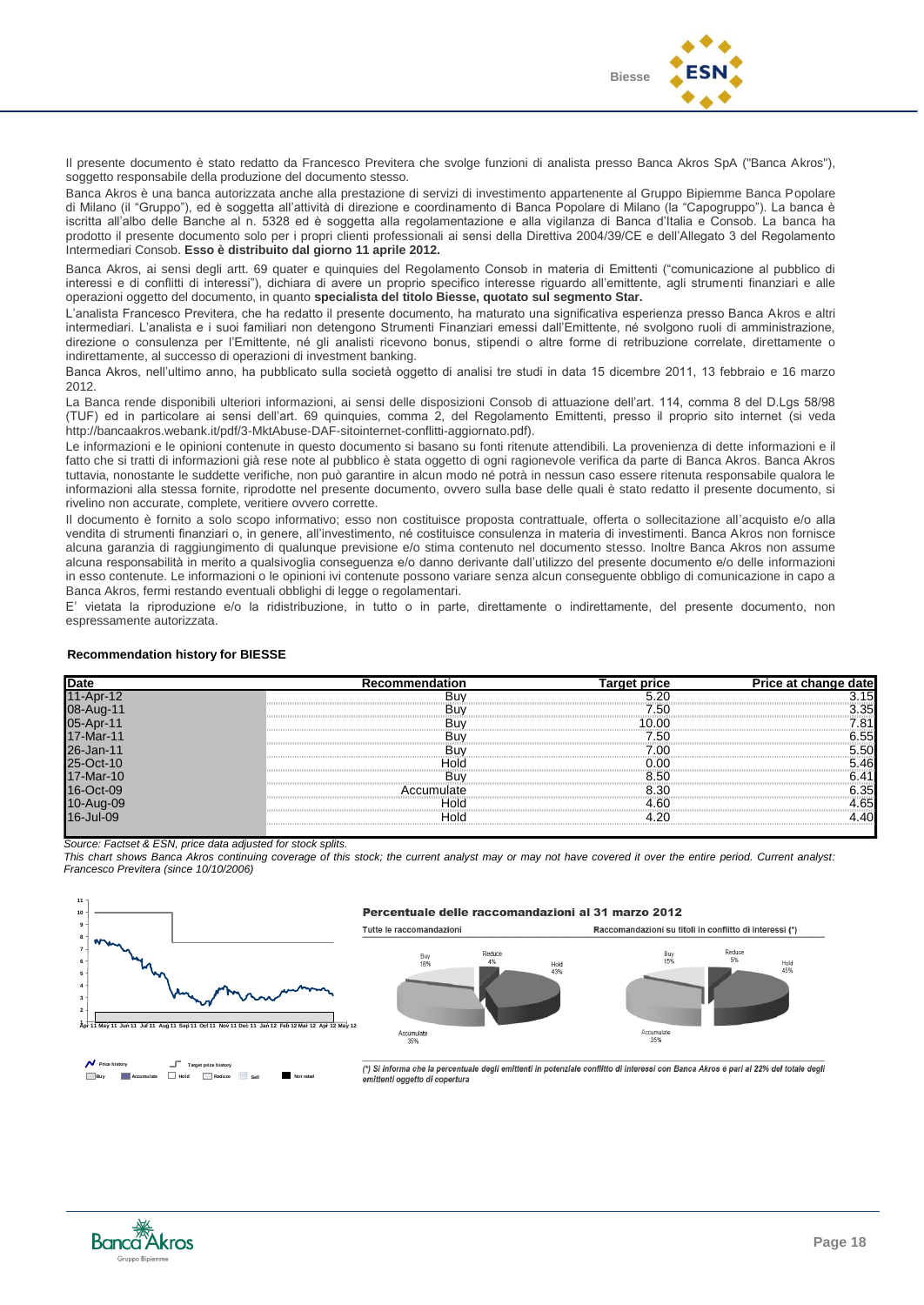Il presente documento è stato redatto da Francesco Previtera che svolge funzioni di analista presso Banca Akros SpA ("Banca Akros"), soggetto responsabile della produzione del documento stesso.

Banca Akros è una banca autorizzata anche alla prestazione di servizi di investimento appartenente al Gruppo Bipiemme Banca Popolare di Milano (il "Gruppo"), ed è soggetta all'attività di direzione e coordinamento di Banca Popolare di Milano (la "Capogruppo"). La banca è iscritta all'albo delle Banche al n. 5328 ed è soggetta alla regolamentazione e alla vigilanza di Banca d'Italia e Consob. La banca ha prodotto il presente documento solo per i propri clienti professionali ai sensi della Direttiva 2004/39/CE e dell'Allegato 3 del Regolamento Intermediari Consob. **Esso è distribuito dal giorno 11 aprile 2012.**

Banca Akros, ai sensi degli artt. 69 quater e quinquies del Regolamento Consob in materia di Emittenti ("comunicazione al pubblico di interessi e di conflitti di interessi"), dichiara di avere un proprio specifico interesse riguardo all'emittente, agli strumenti finanziari e alle operazioni oggetto del documento, in quanto **specialista del titolo Biesse, quotato sul segmento Star.**

L'analista Francesco Previtera, che ha redatto il presente documento, ha maturato una significativa esperienza presso Banca Akros e altri intermediari. L'analista e i suoi familiari non detengono Strumenti Finanziari emessi dall'Emittente, né svolgono ruoli di amministrazione, direzione o consulenza per l'Emittente, né gli analisti ricevono bonus, stipendi o altre forme di retribuzione correlate, direttamente o indirettamente, al successo di operazioni di investment banking.

Banca Akros, nell'ultimo anno, ha pubblicato sulla società oggetto di analisi tre studi in data 15 dicembre 2011, 13 febbraio e 16 marzo 2012.

La Banca rende disponibili ulteriori informazioni, ai sensi delle disposizioni Consob di attuazione dell'art. 114, comma 8 del D.Lgs 58/98 (TUF) ed in particolare ai sensi dell'art. 69 quinquies, comma 2, del Regolamento Emittenti, presso il proprio sito internet (si veda http://bancaakros.webank.it/pdf/3-MktAbuse-DAF-sitointernet-conflitti-aggiornato.pdf).

Le informazioni e le opinioni contenute in questo documento si basano su fonti ritenute attendibili. La provenienza di dette informazioni e il fatto che si tratti di informazioni già rese note al pubblico è stata oggetto di ogni ragionevole verifica da parte di Banca Akros. Banca Akros tuttavia, nonostante le suddette verifiche, non può garantire in alcun modo né potrà in nessun caso essere ritenuta responsabile qualora le informazioni alla stessa fornite, riprodotte nel presente documento, ovvero sulla base delle quali è stato redatto il presente documento, si rivelino non accurate, complete, veritiere ovvero corrette.

Il documento è fornito a solo scopo informativo; esso non costituisce proposta contrattuale, offerta o sollecitazione all'acquisto e/o alla vendita di strumenti finanziari o, in genere, all'investimento, né costituisce consulenza in materia di investimenti. Banca Akros non fornisce alcuna garanzia di raggiungimento di qualunque previsione e/o stima contenuto nel documento stesso. Inoltre Banca Akros non assume alcuna responsabilità in merito a qualsivoglia conseguenza e/o danno derivante dall'utilizzo del presente documento e/o delle informazioni in esso contenute. Le informazioni o le opinioni ivi contenute possono variare senza alcun conseguente obbligo di comunicazione in capo a Banca Akros, fermi restando eventuali obblighi di legge o regolamentari.

E' vietata la riproduzione e/o la ridistribuzione, in tutto o in parte, direttamente o indirettamente, del presente documento, non espressamente autorizzata.

### Recommendation history for BIESSE

| Date | Recommendation | Target price | Price at change date |
|---|---|---|---|
| 11-Apr-12 | Buy | 5.20 | 3.15 |
| 08-Aug-11 | Buy | 7.50 | 3.35 |
| 05-Apr-11 | Buy | 10.00 | 7.81 |
| 17-Mar-11 | Buy | 7.50 | 6.55 |
| 26-Jan-11 | Buy | 7.00 | 5.50 |
| 25-Oct-10 | Hold | 0.00 | 5.46 |
| 17-Mar-10 | Buy | 8.50 | 6.41 |
| 16-Oct-09 | Accumulate | 8.30 | 6.35 |
| 10-Aug-09 | Hold | 4.60 | 4.65 |
| 16-Jul-09 | Hold | 4.20 | 4.40 |

*Source: Factset & ESN, price data adjusted for stock splits.*

*This chart shows Banca Akros continuing coverage of this stock; the current analyst may or may not have covered it over the entire period. Current analyst: Francesco Previtera (since 10/10/2006)*

**Percentuale delle raccomandazioni al 31 marzo 2012**

Tutte le raccomandazioni: Buy 18%, Reduce 4%, Hold 43%, Accumulate 35%

Raccomandazioni su titoli in conflitto di interessi (*): Buy 15%, Reduce 5%, Hold 45%, Accumulate 35%

*(*) Si informa che la percentuale degli emittenti in potenziale conflitto di interessi con Banca Akros è pari al 22% del totale degli emittenti oggetto di copertura*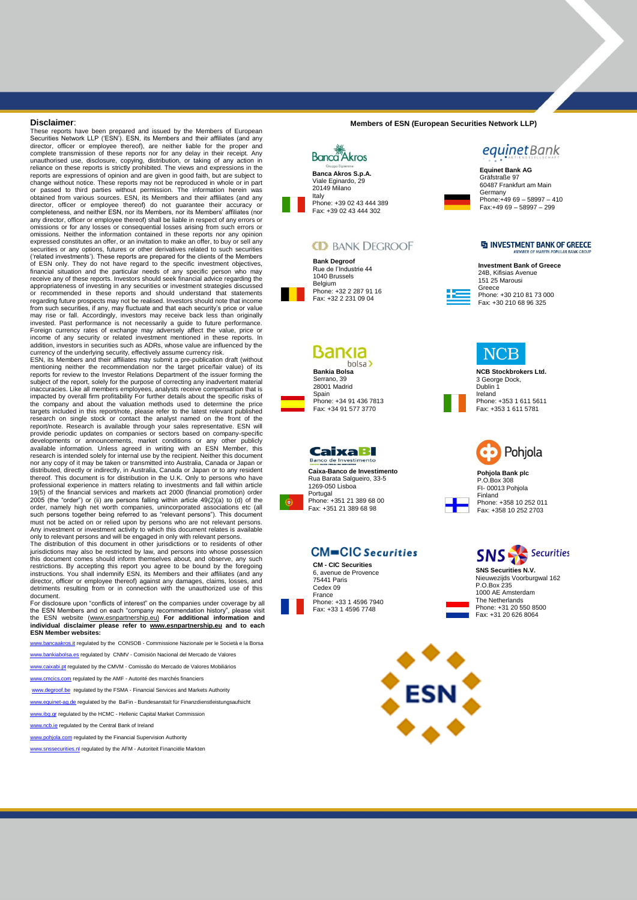**Disclaimer**:

These reports have been prepared and issued by the Members of European Securities Network LLP ('ESN'). ESN, its Members and their affiliates (and any director, officer or employee thereof), are neither liable for the proper and complete transmission of these reports nor for any delay in their receipt. Any unauthorised use, disclosure, copying, distribution, or taking of any action in reliance on these reports is strictly prohibited. The views and expressions in the reports are expressions of opinion and are given in good faith, but are subject to change without notice. These reports may not be reproduced in whole or in part or passed to third parties without permission. The information herein was obtained from various sources. ESN, its Members and their affiliates (and any director, officer or employee thereof) do not guarantee their accuracy or completeness, and neither ESN, nor its Members, nor its Members' affiliates (nor any director, officer or employee thereof) shall be liable in respect of any errors or omissions or for any losses or consequential losses arising from such errors or omissions. Neither the information contained in these reports nor any opinion expressed constitutes an offer, or an invitation to make an offer, to buy or sell any securities or any options, futures or other derivatives related to such securities ('related investments'). These reports are prepared for the clients of the Members of ESN only. They do not have regard to the specific investment objectives, financial situation and the particular needs of any specific person who may receive any of these reports. Investors should seek financial advice regarding the appropriateness of investing in any securities or investment strategies discussed or recommended in these reports and should understand that statements regarding future prospects may not be realised. Investors should note that income from such securities, if any, may fluctuate and that each security's price or value may rise or fall. Accordingly, investors may receive back less than originally invested. Past performance is not necessarily a guide to future performance. Foreign currency rates of exchange may adversely affect the value, price or income of any security or related investment mentioned in these reports. In addition, investors in securities such as ADRs, whose value are influenced by the currency of the underlying security, effectively assume currency risk.

ESN, its Members and their affiliates may submit a pre-publication draft (without mentioning neither the recommendation nor the target price/fair value) of its reports for review to the Investor Relations Department of the issuer forming the subject of the report, solely for the purpose of correcting any inadvertent material inaccuracies. Like all members employees, analysts receive compensation that is impacted by overall firm profitability For further details about the specific risks of the company and about the valuation methods used to determine the price targets included in this report/note, please refer to the latest relevant published research on single stock or contact the analyst named on the front of the report/note. Research is available through your sales representative. ESN will provide periodic updates on companies or sectors based on company-specific developments or announcements, market conditions or any other publicly available information. Unless agreed in writing with an ESN Member, this research is intended solely for internal use by the recipient. Neither this document nor any copy of it may be taken or transmitted into Australia, Canada or Japan or distributed, directly or indirectly, in Australia, Canada or Japan or to any resident thereof. This document is for distribution in the U.K. Only to persons who have professional experience in matters relating to investments and fall within article 19(5) of the financial services and markets act 2000 (financial promotion) order 2005 (the "order") or (ii) are persons falling within article 49(2)(a) to (d) of the order, namely high net worth companies, unincorporated associations etc (all such persons together being referred to as "relevant persons"). This document must not be acted on or relied upon by persons who are not relevant persons. Any investment or investment activity to which this document relates is available only to relevant persons and will be engaged in only with relevant persons.

The distribution of this document in other jurisdictions or to residents of other jurisdictions may also be restricted by law, and persons into whose possession this document comes should inform themselves about, and observe, any such restrictions. By accepting this report you agree to be bound by the foregoing instructions. You shall indemnify ESN, its Members and their affiliates (and any director, officer or employee thereof) against any damages, claims, losses, and detriments resulting from or in connection with the unauthorized use of this document.

For disclosure upon "conflicts of interest" on the companies under coverage by all the ESN Members and on each "company recommendation history", please visit the ESN website (www.esnpartnership.eu) **For additional information and individual disclaimer please refer to www.esnpartnership.eu and to each ESN Member websites:**

www.bancaakros.it regulated by the CONSOB - Commissione Nazionale per le Società e la Borsa

www.bankiabolsa.es regulated by CNMV - Comisión Nacional del Mercado de Valores

www.caixabi.pt regulated by the CMVM - Comissão do Mercado de Valores Mobiliários

www.cmcics.com regulated by the AMF - Autorité des marchés financiers

www.degroof.be regulated by the FSMA - Financial Services and Markets Authority

www.equinet-ag.de regulated by the BaFin - Bundesanstalt für Finanzdienstleistungsaufsicht

www.ibg.gr regulated by the HCMC - Hellenic Capital Market Commission

www.ncb.ie regulated by the Central Bank of Ireland

www.pohjola.com regulated by the Financial Supervision Authority

www.snssecurities.nl regulated by the AFM - Autoriteit Financiële Markten

**Members of ESN (European Securities Network LLP)**

**Banca Akros S.p.A.**
Viale Eginardo, 29
20149 Milano
Italy
Phone: +39 02 43 444 389
Fax: +39 02 43 444 302

**Equinet Bank AG**
Gräfstraße 97
60487 Frankfurt am Main
Germany
Phone:+49 69 – 58997 – 410
Fax:+49 69 – 58997 – 299

**Bank Degroof**
Rue de l'Industrie 44
1040 Brussels
Belgium
Phone: +32 2 287 91 16
Fax: +32 2 231 09 04

**Investment Bank of Greece**
24B, Kifisias Avenue
151 25 Marousi
Greece
Phone: +30 210 81 73 000
Fax: +30 210 68 96 325

**Bankia Bolsa**
Serrano, 39
28001 Madrid
Spain
Phone: +34 91 436 7813
Fax: +34 91 577 3770

**NCB Stockbrokers Ltd.**
3 George Dock,
Dublin 1
Ireland
Phone: +353 1 611 5611
Fax: +353 1 611 5781

**Caixa-Banco de Investimento**
Rua Barata Salgueiro, 33-5
1269-050 Lisboa
Portugal
Phone: +351 21 389 68 00
Fax: +351 21 389 68 98

**Pohjola Bank plc**
P.O.Box 308
FI- 00013 Pohjola
Finland
Phone: +358 10 252 011
Fax: +358 10 252 2703

**CM - CIC Securities**
6, avenue de Provence
75441 Paris
Cedex 09
France
Phone: +33 1 4596 7940
Fax: +33 1 4596 7748

**SNS Securities N.V.**
Nieuwezijds Voorburgwal 162
P.O.Box 235
1000 AE Amsterdam
The Netherlands
Phone: +31 20 550 8500
Fax: +31 20 626 8064